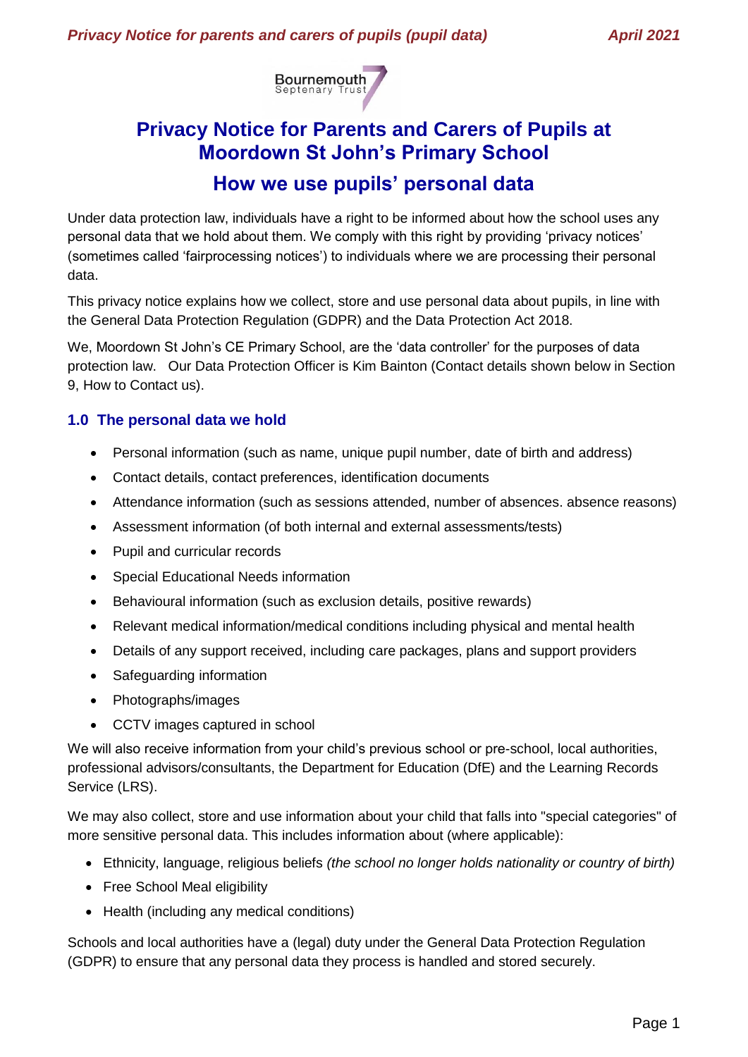# Privacy Notice for Parents and Carers of Pupils at Moordown St John's Primary School

## How we use pupils' personal data

Under data protection law, individuals have a right to be informed about how the school uses any personal data that we hold about them. We comply with this right by providing 'privacy notices' (sometimes called 'fairprocessing notices') to individuals where we are processing their personal data.

This privacy notice explains how we collect, store and use personal data about pupils, in line with the General Data Protection Regulation (GDPR) and the Data Protection Act 2018.

We, Moordown St John's CE Primary School, are the 'data controller' for the purposes of data protection law. Our Data Protection Officer is Kim Bainton (Contact details shown below in Section 9, How to Contact us).

### 1.0 The personal data we hold

- Personal information (such as name, unique pupil number, date of birth and address)
- Contact details, contact preferences, identification documents
- Attendance information (such as sessions attended, number of absences. absence reasons)
- Assessment information (of both internal and external assessments/tests)
- Pupil and curricular records
- Special Educational Needs information
- Behavioural information (such as exclusion details, positive rewards)
- Relevant medical information/medical conditions including physical and mental health
- Details of any support received, including care packages, plans and support providers
- Safeguarding information
- Photographs/images
- CCTV images captured in school

We will also receive information from your child's previous school or pre-school, local authorities, professional advisors/consultants, the Department for Education (DfE) and the Learning Records Service (LRS).

We may also collect, store and use information about your child that falls into "special categories" of more sensitive personal data. This includes information about (where applicable):

- Ethnicity, language, religious beliefs *(the school no longer holds nationality or country of birth)*
- Free School Meal eligibility
- Health (including any medical conditions)

Schools and local authorities have a (legal) duty under the General Data Protection Regulation (GDPR) to ensure that any personal data they process is handled and stored securely.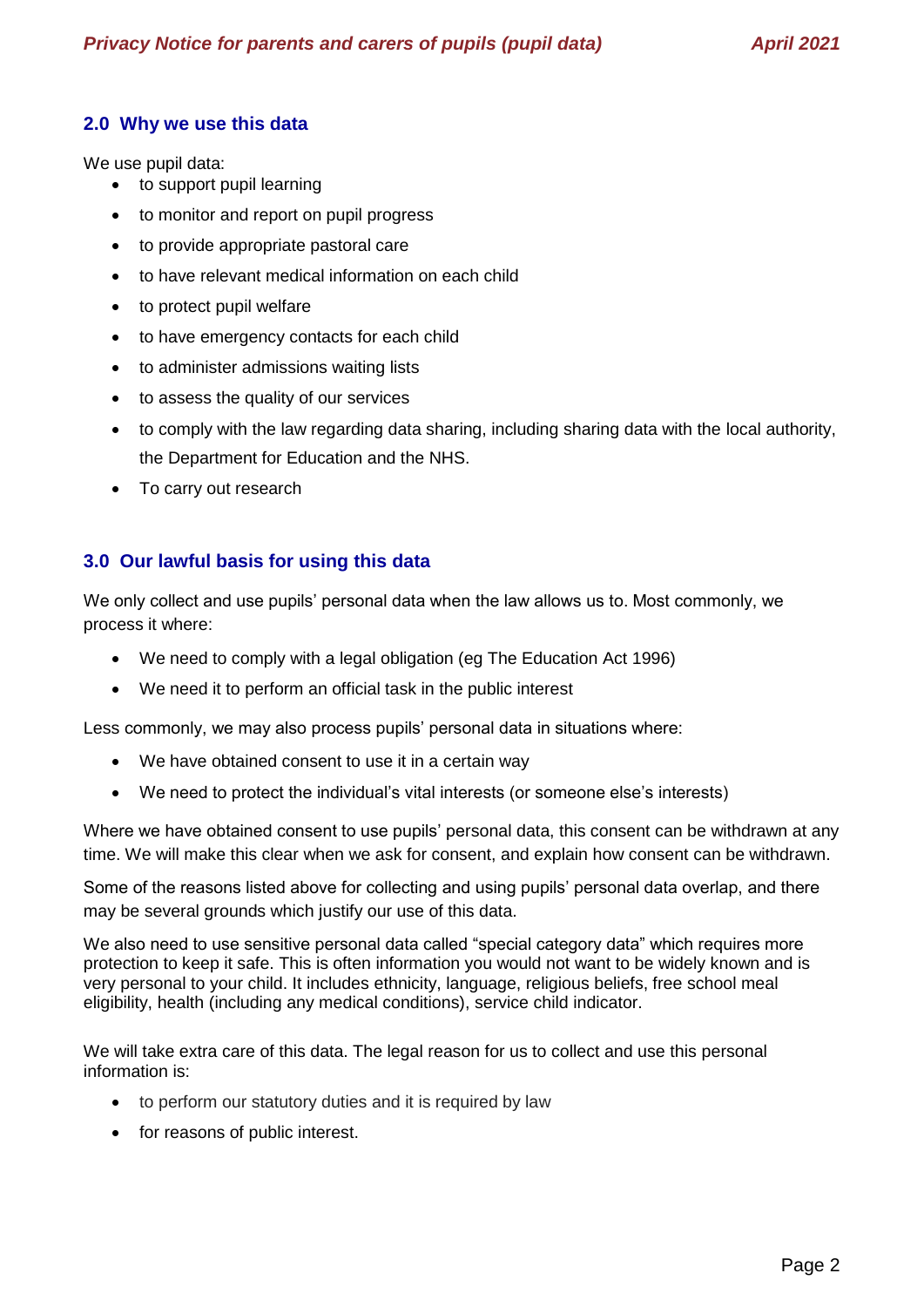## 2.0 Why we use this data

We use pupil data:

- to support pupil learning
- to monitor and report on pupil progress
- to provide appropriate pastoral care
- to have relevant medical information on each child
- to protect pupil welfare
- to have emergency contacts for each child
- to administer admissions waiting lists
- to assess the quality of our services
- to comply with the law regarding data sharing, including sharing data with the local authority, the Department for Education and the NHS.
- To carry out research

## 3.0 Our lawful basis for using this data

We only collect and use pupils' personal data when the law allows us to. Most commonly, we process it where:

- We need to comply with a legal obligation (eg The Education Act 1996)
- We need it to perform an official task in the public interest

Less commonly, we may also process pupils' personal data in situations where:

- We have obtained consent to use it in a certain way
- We need to protect the individual's vital interests (or someone else's interests)

Where we have obtained consent to use pupils' personal data, this consent can be withdrawn at any time. We will make this clear when we ask for consent, and explain how consent can be withdrawn.

Some of the reasons listed above for collecting and using pupils' personal data overlap, and there may be several grounds which justify our use of this data.

We also need to use sensitive personal data called "special category data" which requires more protection to keep it safe. This is often information you would not want to be widely known and is very personal to your child. It includes ethnicity, language, religious beliefs, free school meal eligibility, health (including any medical conditions), service child indicator.

We will take extra care of this data. The legal reason for us to collect and use this personal information is:

- to perform our statutory duties and it is required by law
- for reasons of public interest.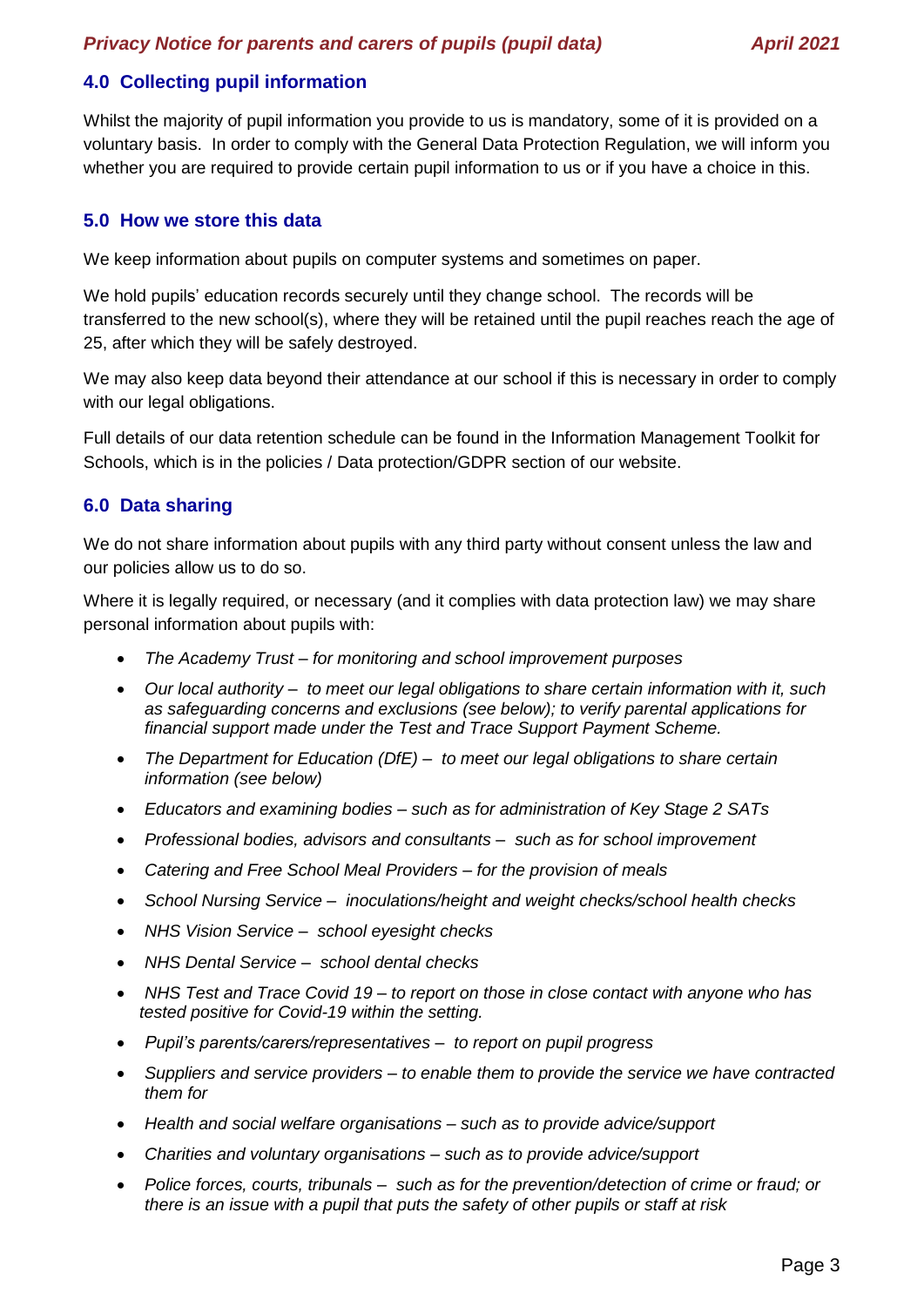## 4.0 Collecting pupil information

Whilst the majority of pupil information you provide to us is mandatory, some of it is provided on a voluntary basis. In order to comply with the General Data Protection Regulation, we will inform you whether you are required to provide certain pupil information to us or if you have a choice in this.

## 5.0 How we store this data

We keep information about pupils on computer systems and sometimes on paper.

We hold pupils' education records securely until they change school. The records will be transferred to the new school(s), where they will be retained until the pupil reaches reach the age of 25, after which they will be safely destroyed.

We may also keep data beyond their attendance at our school if this is necessary in order to comply with our legal obligations.

Full details of our data retention schedule can be found in the Information Management Toolkit for Schools, which is in the policies / Data protection/GDPR section of our website.

## 6.0 Data sharing

We do not share information about pupils with any third party without consent unless the law and our policies allow us to do so.

Where it is legally required, or necessary (and it complies with data protection law) we may share personal information about pupils with:

- *The Academy Trust – for monitoring and school improvement purposes*
- *Our local authority – to meet our legal obligations to share certain information with it, such as safeguarding concerns and exclusions (see below); to verify parental applications for financial support made under the Test and Trace Support Payment Scheme.*
- *The Department for Education (DfE) – to meet our legal obligations to share certain information (see below)*
- *Educators and examining bodies – such as for administration of Key Stage 2 SATs*
- *Professional bodies, advisors and consultants – such as for school improvement*
- *Catering and Free School Meal Providers – for the provision of meals*
- *School Nursing Service – inoculations/height and weight checks/school health checks*
- *NHS Vision Service – school eyesight checks*
- *NHS Dental Service – school dental checks*
- *NHS Test and Trace Covid 19 – to report on those in close contact with anyone who has tested positive for Covid-19 within the setting.*
- *Pupil's parents/carers/representatives – to report on pupil progress*
- *Suppliers and service providers – to enable them to provide the service we have contracted them for*
- *Health and social welfare organisations – such as to provide advice/support*
- *Charities and voluntary organisations – such as to provide advice/support*
- *Police forces, courts, tribunals – such as for the prevention/detection of crime or fraud; or there is an issue with a pupil that puts the safety of other pupils or staff at risk*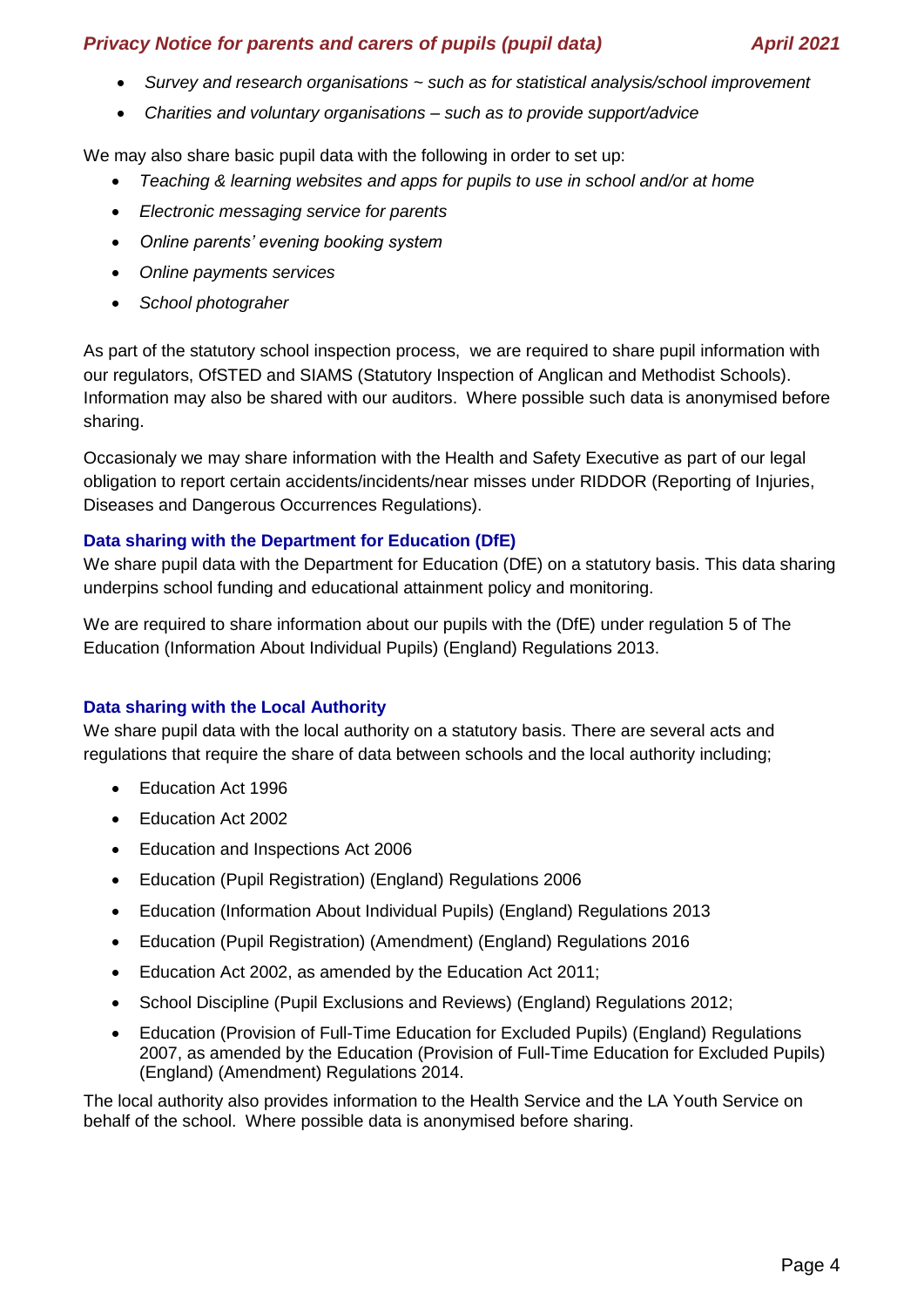- *Survey and research organisations ~ such as for statistical analysis/school improvement*
- *Charities and voluntary organisations – such as to provide support/advice*

We may also share basic pupil data with the following in order to set up:

- *Teaching & learning websites and apps for pupils to use in school and/or at home*
- *Electronic messaging service for parents*
- *Online parents' evening booking system*
- *Online payments services*
- *School photograher*

As part of the statutory school inspection process, we are required to share pupil information with our regulators, OfSTED and SIAMS (Statutory Inspection of Anglican and Methodist Schools). Information may also be shared with our auditors. Where possible such data is anonymised before sharing.

Occasionaly we may share information with the Health and Safety Executive as part of our legal obligation to report certain accidents/incidents/near misses under RIDDOR (Reporting of Injuries, Diseases and Dangerous Occurrences Regulations).

### Data sharing with the Department for Education (DfE)

We share pupil data with the Department for Education (DfE) on a statutory basis. This data sharing underpins school funding and educational attainment policy and monitoring.

We are required to share information about our pupils with the (DfE) under regulation 5 of The Education (Information About Individual Pupils) (England) Regulations 2013.

### Data sharing with the Local Authority

We share pupil data with the local authority on a statutory basis. There are several acts and regulations that require the share of data between schools and the local authority including;

- Education Act 1996
- Education Act 2002
- Education and Inspections Act 2006
- Education (Pupil Registration) (England) Regulations 2006
- Education (Information About Individual Pupils) (England) Regulations 2013
- Education (Pupil Registration) (Amendment) (England) Regulations 2016
- Education Act 2002, as amended by the Education Act 2011;
- School Discipline (Pupil Exclusions and Reviews) (England) Regulations 2012;
- Education (Provision of Full-Time Education for Excluded Pupils) (England) Regulations 2007, as amended by the Education (Provision of Full-Time Education for Excluded Pupils) (England) (Amendment) Regulations 2014.

The local authority also provides information to the Health Service and the LA Youth Service on behalf of the school. Where possible data is anonymised before sharing.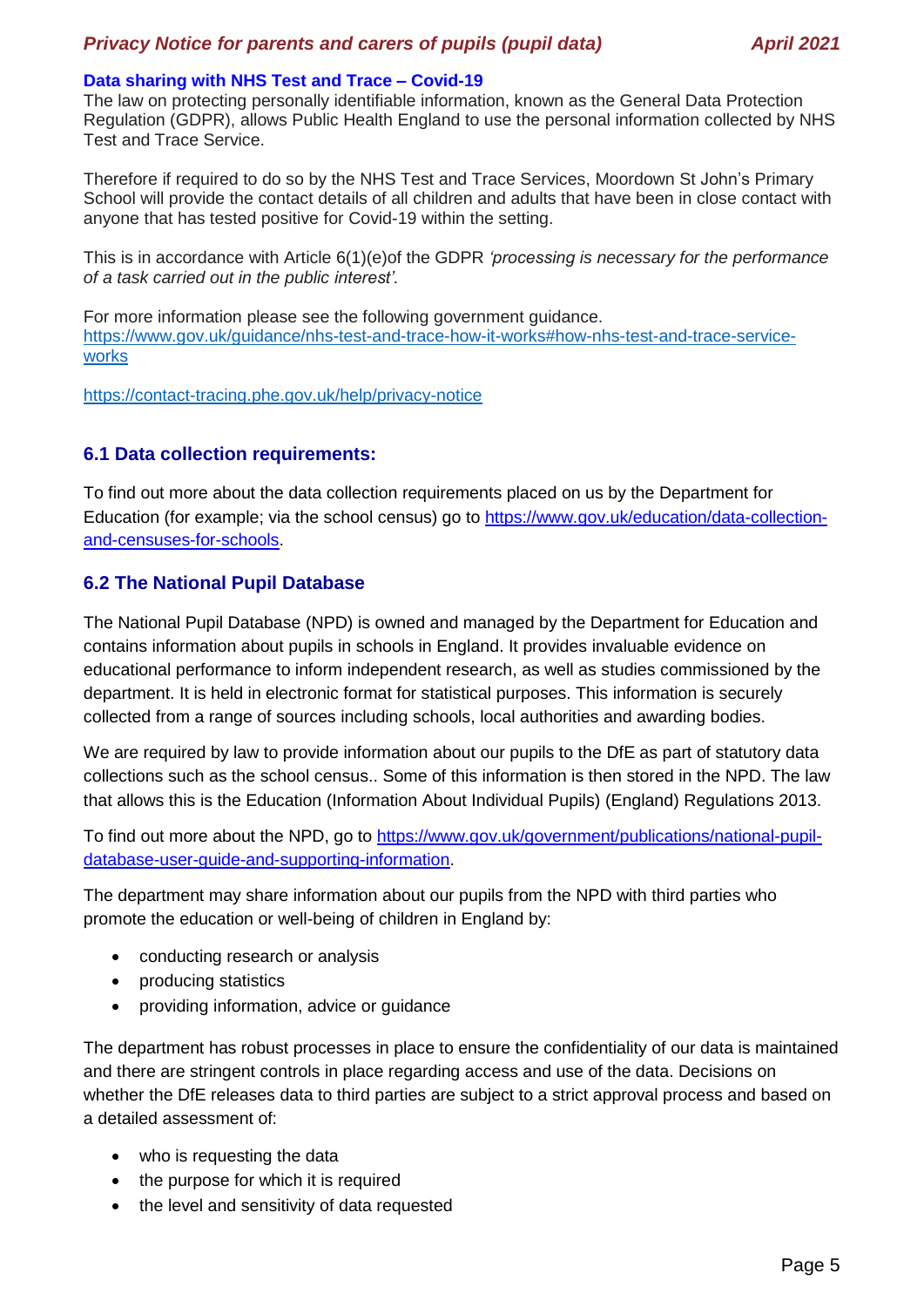### Data sharing with NHS Test and Trace – Covid-19

The law on protecting personally identifiable information, known as the General Data Protection Regulation (GDPR), allows Public Health England to use the personal information collected by NHS Test and Trace Service.

Therefore if required to do so by the NHS Test and Trace Services, Moordown St John's Primary School will provide the contact details of all children and adults that have been in close contact with anyone that has tested positive for Covid-19 within the setting.

This is in accordance with Article 6(1)(e)of the GDPR *'processing is necessary for the performance of a task carried out in the public interest'*.

For more information please see the following government guidance.
https://www.gov.uk/guidance/nhs-test-and-trace-how-it-works#how-nhs-test-and-trace-service-works

https://contact-tracing.phe.gov.uk/help/privacy-notice

## 6.1 Data collection requirements:

To find out more about the data collection requirements placed on us by the Department for Education (for example; via the school census) go to https://www.gov.uk/education/data-collection-and-censuses-for-schools.

## 6.2 The National Pupil Database

The National Pupil Database (NPD) is owned and managed by the Department for Education and contains information about pupils in schools in England. It provides invaluable evidence on educational performance to inform independent research, as well as studies commissioned by the department. It is held in electronic format for statistical purposes. This information is securely collected from a range of sources including schools, local authorities and awarding bodies.

We are required by law to provide information about our pupils to the DfE as part of statutory data collections such as the school census.. Some of this information is then stored in the NPD. The law that allows this is the Education (Information About Individual Pupils) (England) Regulations 2013.

To find out more about the NPD, go to https://www.gov.uk/government/publications/national-pupil-database-user-guide-and-supporting-information.

The department may share information about our pupils from the NPD with third parties who promote the education or well-being of children in England by:

- conducting research or analysis
- producing statistics
- providing information, advice or guidance

The department has robust processes in place to ensure the confidentiality of our data is maintained and there are stringent controls in place regarding access and use of the data. Decisions on whether the DfE releases data to third parties are subject to a strict approval process and based on a detailed assessment of:

- who is requesting the data
- the purpose for which it is required
- the level and sensitivity of data requested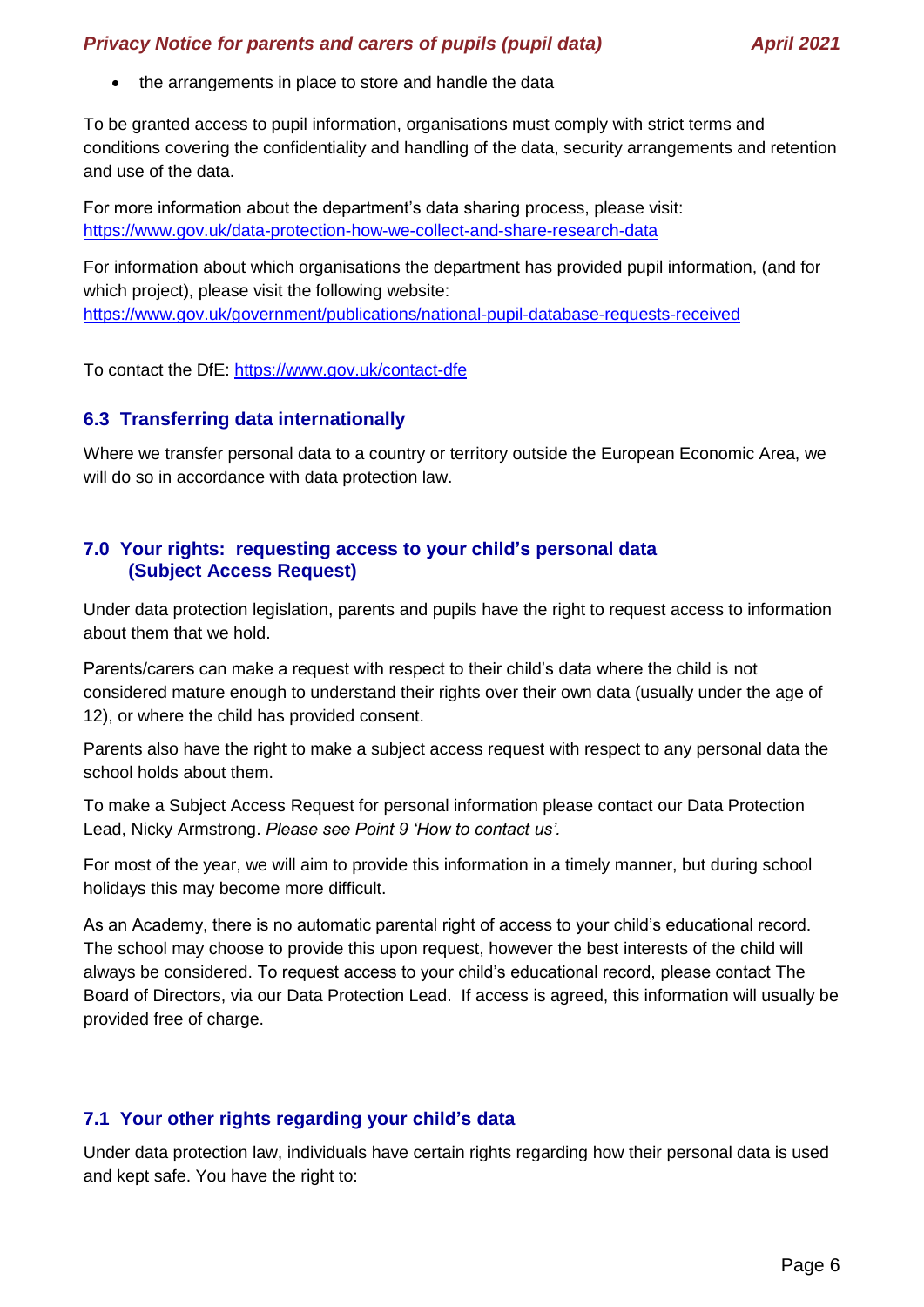- the arrangements in place to store and handle the data

To be granted access to pupil information, organisations must comply with strict terms and conditions covering the confidentiality and handling of the data, security arrangements and retention and use of the data.

For more information about the department's data sharing process, please visit: https://www.gov.uk/data-protection-how-we-collect-and-share-research-data

For information about which organisations the department has provided pupil information, (and for which project), please visit the following website: https://www.gov.uk/government/publications/national-pupil-database-requests-received

To contact the DfE: https://www.gov.uk/contact-dfe

### 6.3 Transferring data internationally

Where we transfer personal data to a country or territory outside the European Economic Area, we will do so in accordance with data protection law.

## 7.0 Your rights: requesting access to your child's personal data (Subject Access Request)

Under data protection legislation, parents and pupils have the right to request access to information about them that we hold.

Parents/carers can make a request with respect to their child's data where the child is not considered mature enough to understand their rights over their own data (usually under the age of 12), or where the child has provided consent.

Parents also have the right to make a subject access request with respect to any personal data the school holds about them.

To make a Subject Access Request for personal information please contact our Data Protection Lead, Nicky Armstrong. *Please see Point 9 'How to contact us'.*

For most of the year, we will aim to provide this information in a timely manner, but during school holidays this may become more difficult.

As an Academy, there is no automatic parental right of access to your child's educational record. The school may choose to provide this upon request, however the best interests of the child will always be considered. To request access to your child's educational record, please contact The Board of Directors, via our Data Protection Lead. If access is agreed, this information will usually be provided free of charge.

### 7.1 Your other rights regarding your child's data

Under data protection law, individuals have certain rights regarding how their personal data is used and kept safe. You have the right to: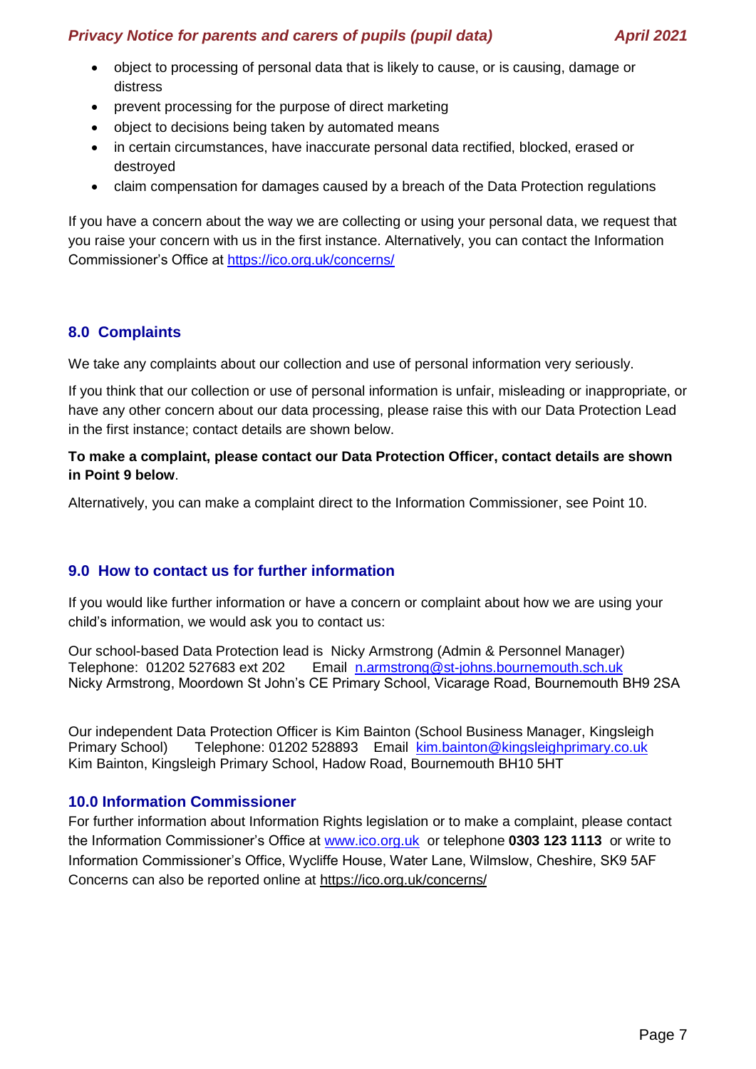- object to processing of personal data that is likely to cause, or is causing, damage or distress
- prevent processing for the purpose of direct marketing
- object to decisions being taken by automated means
- in certain circumstances, have inaccurate personal data rectified, blocked, erased or destroyed
- claim compensation for damages caused by a breach of the Data Protection regulations

If you have a concern about the way we are collecting or using your personal data, we request that you raise your concern with us in the first instance. Alternatively, you can contact the Information Commissioner's Office at https://ico.org.uk/concerns/

## 8.0 Complaints

We take any complaints about our collection and use of personal information very seriously.

If you think that our collection or use of personal information is unfair, misleading or inappropriate, or have any other concern about our data processing, please raise this with our Data Protection Lead in the first instance; contact details are shown below.

**To make a complaint, please contact our Data Protection Officer, contact details are shown in Point 9 below**.

Alternatively, you can make a complaint direct to the Information Commissioner, see Point 10.

## 9.0 How to contact us for further information

If you would like further information or have a concern or complaint about how we are using your child's information, we would ask you to contact us:

Our school-based Data Protection lead is Nicky Armstrong (Admin & Personnel Manager)
Telephone: 01202 527683 ext 202 Email n.armstrong@st-johns.bournemouth.sch.uk
Nicky Armstrong, Moordown St John's CE Primary School, Vicarage Road, Bournemouth BH9 2SA

Our independent Data Protection Officer is Kim Bainton (School Business Manager, Kingsleigh Primary School) Telephone: 01202 528893 Email kim.bainton@kingsleighprimary.co.uk
Kim Bainton, Kingsleigh Primary School, Hadow Road, Bournemouth BH10 5HT

## 10.0 Information Commissioner

For further information about Information Rights legislation or to make a complaint, please contact the Information Commissioner's Office at www.ico.org.uk or telephone **0303 123 1113** or write to Information Commissioner's Office, Wycliffe House, Water Lane, Wilmslow, Cheshire, SK9 5AF
Concerns can also be reported online at https://ico.org.uk/concerns/